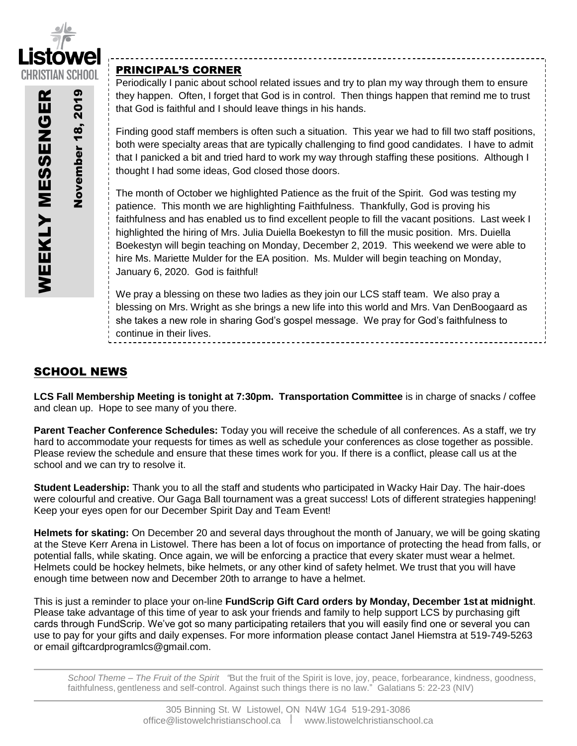Listowel CHRISTIAN SCHOOL

# WEEKLY MESSENGER

November 18, 2019

## PRINCIPAL'S CORNER

Periodically I panic about school related issues and try to plan my way through them to ensure they happen. Often, I forget that God is in control. Then things happen that remind me to trust that God is faithful and I should leave things in his hands.

Finding good staff members is often such a situation. This year we had to fill two staff positions, both were specialty areas that are typically challenging to find good candidates. I have to admit that I panicked a bit and tried hard to work my way through staffing these positions. Although I thought I had some ideas, God closed those doors.

The month of October we highlighted Patience as the fruit of the Spirit. God was testing my patience. This month we are highlighting Faithfulness. Thankfully, God is proving his faithfulness and has enabled us to find excellent people to fill the vacant positions. Last week I highlighted the hiring of Mrs. Julia Duiella Boekestyn to fill the music position. Mrs. Duiella Boekestyn will begin teaching on Monday, December 2, 2019. This weekend we were able to hire Ms. Mariette Mulder for the EA position. Ms. Mulder will begin teaching on Monday, January 6, 2020. God is faithful!

We pray a blessing on these two ladies as they join our LCS staff team. We also pray a blessing on Mrs. Wright as she brings a new life into this world and Mrs. Van DenBoogaard as she takes a new role in sharing God's gospel message. We pray for God's faithfulness to continue in their lives.

## SCHOOL NEWS

**LCS Fall Membership Meeting is tonight at 7:30pm. Transportation Committee** is in charge of snacks / coffee and clean up. Hope to see many of you there.

**Parent Teacher Conference Schedules:** Today you will receive the schedule of all conferences. As a staff, we try hard to accommodate your requests for times as well as schedule your conferences as close together as possible. Please review the schedule and ensure that these times work for you. If there is a conflict, please call us at the school and we can try to resolve it.

**Student Leadership:** Thank you to all the staff and students who participated in Wacky Hair Day. The hair-does were colourful and creative. Our Gaga Ball tournament was a great success! Lots of different strategies happening! Keep your eyes open for our December Spirit Day and Team Event!

**Helmets for skating:** On December 20 and several days throughout the month of January, we will be going skating at the Steve Kerr Arena in Listowel. There has been a lot of focus on importance of protecting the head from falls, or potential falls, while skating. Once again, we will be enforcing a practice that every skater must wear a helmet. Helmets could be hockey helmets, bike helmets, or any other kind of safety helmet. We trust that you will have enough time between now and December 20th to arrange to have a helmet.

This is just a reminder to place your on-line **FundScrip Gift Card orders by Monday, December 1st at midnight**. Please take advantage of this time of year to ask your friends and family to help support LCS by purchasing gift cards through FundScrip. We've got so many participating retailers that you will easily find one or several you can use to pay for your gifts and daily expenses. For more information please contact Janel Hiemstra at 519-749-5263 or email giftcardprogramlcs@gmail.com.

*School Theme – The Fruit of the Spirit "But the fruit of the Spirit is love, joy, peace, forbearance, kindness, goodness, faithfulness, gentleness and self-control. Against such things there is no law." Galatians 5: 22-23 (NIV)*

305 Binning St. W Listowel, ON N4W 1G4 519-291-3086
office@listowelchristianschool.ca | www.listowelchristianschool.ca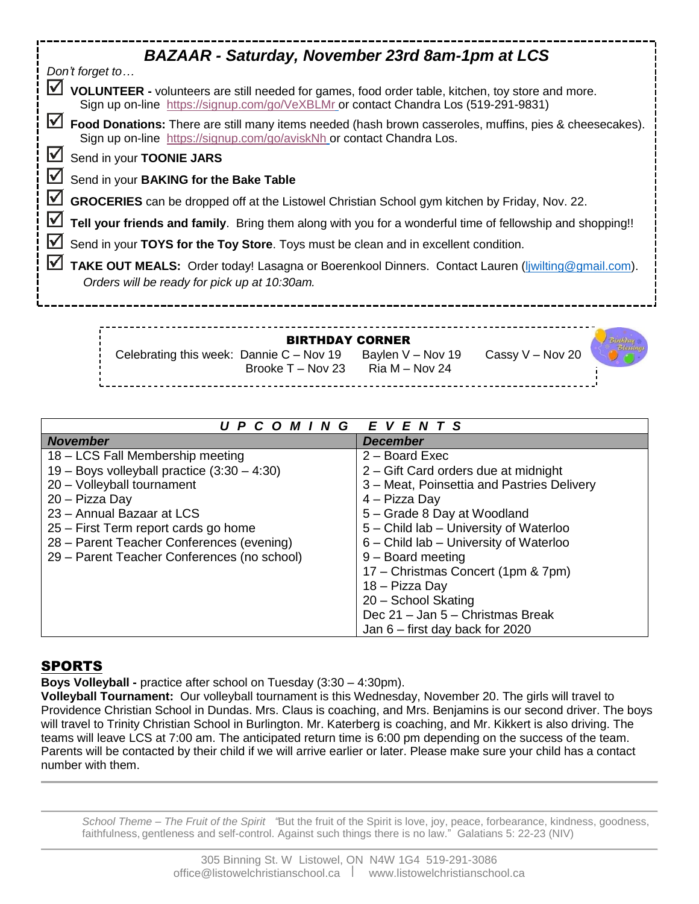## *BAZAAR - Saturday, November 23rd 8am-1pm at LCS*

*Don't forget to…*

- ☑ **VOLUNTEER -** volunteers are still needed for games, food order table, kitchen, toy store and more. Sign up on-line https://signup.com/go/VeXBLMr or contact Chandra Los (519-291-9831)
- ☑ **Food Donations:** There are still many items needed (hash brown casseroles, muffins, pies & cheesecakes). Sign up on-line https://signup.com/go/aviskNh or contact Chandra Los.
- ☑ Send in your **TOONIE JARS**
- ☑ Send in your **BAKING for the Bake Table**
- ☑ **GROCERIES** can be dropped off at the Listowel Christian School gym kitchen by Friday, Nov. 22.
- ☑ **Tell your friends and family**. Bring them along with you for a wonderful time of fellowship and shopping!!
- ☑ Send in your **TOYS for the Toy Store**. Toys must be clean and in excellent condition.
- ☑ **TAKE OUT MEALS:** Order today! Lasagna or Boerenkool Dinners. Contact Lauren (ljwilting@gmail.com). *Orders will be ready for pick up at 10:30am.*

### BIRTHDAY CORNER

Celebrating this week: Dannie C – Nov 19, Baylen V – Nov 19, Cassy V – Nov 20, Brooke T – Nov 23, Ria M – Nov 24

| *U P C O M I N G   E V E N T S* | |
|---|---|
| ***November*** | ***December*** |
| 18 – LCS Fall Membership meeting | 2 – Board Exec |
| 19 – Boys volleyball practice (3:30 – 4:30) | 2 – Gift Card orders due at midnight |
| 20 – Volleyball tournament | 3 – Meat, Poinsettia and Pastries Delivery |
| 20 – Pizza Day | 4 – Pizza Day |
| 23 – Annual Bazaar at LCS | 5 – Grade 8 Day at Woodland |
| 25 – First Term report cards go home | 5 – Child lab – University of Waterloo |
| 28 – Parent Teacher Conferences (evening) | 6 – Child lab – University of Waterloo |
| 29 – Parent Teacher Conferences (no school) | 9 – Board meeting |
| | 17 – Christmas Concert (1pm & 7pm) |
| | 18 – Pizza Day |
| | 20 – School Skating |
| | Dec 21 – Jan 5 – Christmas Break |
| | Jan 6 – first day back for 2020 |

## SPORTS

**Boys Volleyball -** practice after school on Tuesday (3:30 – 4:30pm).
**Volleyball Tournament:** Our volleyball tournament is this Wednesday, November 20. The girls will travel to Providence Christian School in Dundas. Mrs. Claus is coaching, and Mrs. Benjamins is our second driver. The boys will travel to Trinity Christian School in Burlington. Mr. Katerberg is coaching, and Mr. Kikkert is also driving. The teams will leave LCS at 7:00 am. The anticipated return time is 6:00 pm depending on the success of the team. Parents will be contacted by their child if we will arrive earlier or later. Please make sure your child has a contact number with them.

*School Theme – The Fruit of the Spirit* "But the fruit of the Spirit is love, joy, peace, forbearance, kindness, goodness, faithfulness, gentleness and self-control. Against such things there is no law." Galatians 5: 22-23 (NIV)

305 Binning St. W Listowel, ON N4W 1G4 519-291-3086
office@listowelchristianschool.ca | www.listowelchristianschool.ca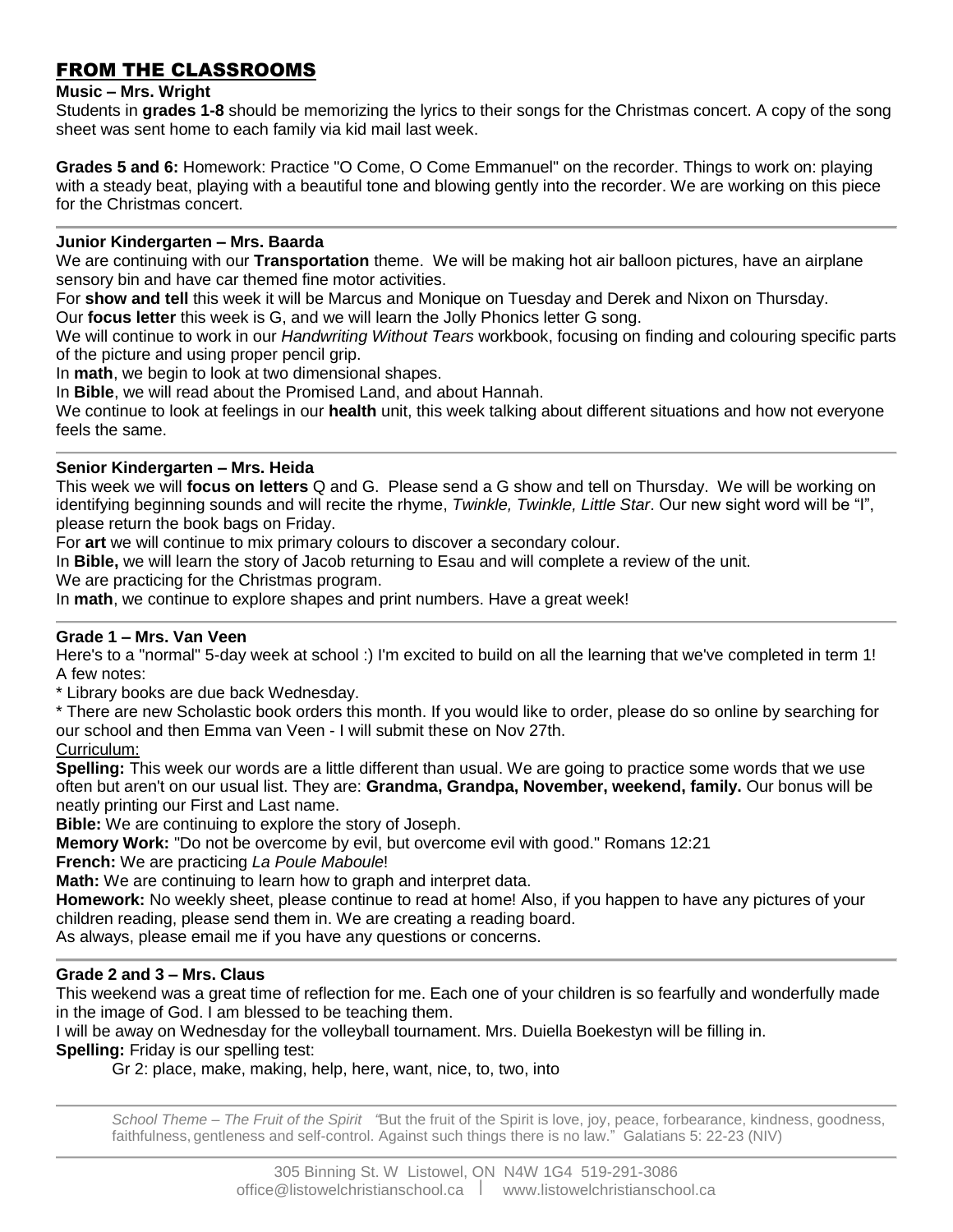## FROM THE CLASSROOMS

**Music – Mrs. Wright**

Students in **grades 1-8** should be memorizing the lyrics to their songs for the Christmas concert. A copy of the song sheet was sent home to each family via kid mail last week.

**Grades 5 and 6:** Homework: Practice "O Come, O Come Emmanuel" on the recorder. Things to work on: playing with a steady beat, playing with a beautiful tone and blowing gently into the recorder. We are working on this piece for the Christmas concert.

---

**Junior Kindergarten – Mrs. Baarda**

We are continuing with our **Transportation** theme. We will be making hot air balloon pictures, have an airplane sensory bin and have car themed fine motor activities.

For **show and tell** this week it will be Marcus and Monique on Tuesday and Derek and Nixon on Thursday.

Our **focus letter** this week is G, and we will learn the Jolly Phonics letter G song.

We will continue to work in our *Handwriting Without Tears* workbook, focusing on finding and colouring specific parts of the picture and using proper pencil grip.

In **math**, we begin to look at two dimensional shapes.

In **Bible**, we will read about the Promised Land, and about Hannah.

We continue to look at feelings in our **health** unit, this week talking about different situations and how not everyone feels the same.

---

**Senior Kindergarten – Mrs. Heida**

This week we will **focus on letters** Q and G. Please send a G show and tell on Thursday. We will be working on identifying beginning sounds and will recite the rhyme, *Twinkle, Twinkle, Little Star*. Our new sight word will be "I", please return the book bags on Friday.

For **art** we will continue to mix primary colours to discover a secondary colour.

In **Bible,** we will learn the story of Jacob returning to Esau and will complete a review of the unit.

We are practicing for the Christmas program.

In **math**, we continue to explore shapes and print numbers. Have a great week!

---

**Grade 1 – Mrs. Van Veen**

Here's to a "normal" 5-day week at school :) I'm excited to build on all the learning that we've completed in term 1! A few notes:

* Library books are due back Wednesday.
* There are new Scholastic book orders this month. If you would like to order, please do so online by searching for our school and then Emma van Veen - I will submit these on Nov 27th.

Curriculum:

**Spelling:** This week our words are a little different than usual. We are going to practice some words that we use often but aren't on our usual list. They are: **Grandma, Grandpa, November, weekend, family.** Our bonus will be neatly printing our First and Last name.

**Bible:** We are continuing to explore the story of Joseph.

**Memory Work:** "Do not be overcome by evil, but overcome evil with good." Romans 12:21

**French:** We are practicing *La Poule Maboule*!

**Math:** We are continuing to learn how to graph and interpret data.

**Homework:** No weekly sheet, please continue to read at home! Also, if you happen to have any pictures of your children reading, please send them in. We are creating a reading board.

As always, please email me if you have any questions or concerns.

---

**Grade 2 and 3 – Mrs. Claus**

This weekend was a great time of reflection for me. Each one of your children is so fearfully and wonderfully made in the image of God. I am blessed to be teaching them.

I will be away on Wednesday for the volleyball tournament. Mrs. Duiella Boekestyn will be filling in.

**Spelling:** Friday is our spelling test:

Gr 2: place, make, making, help, here, want, nice, to, two, into

---

*School Theme – The Fruit of the Spirit "*But the fruit of the Spirit is love, joy, peace, forbearance, kindness, goodness, faithfulness, gentleness and self-control. Against such things there is no law." Galatians 5: 22-23 (NIV)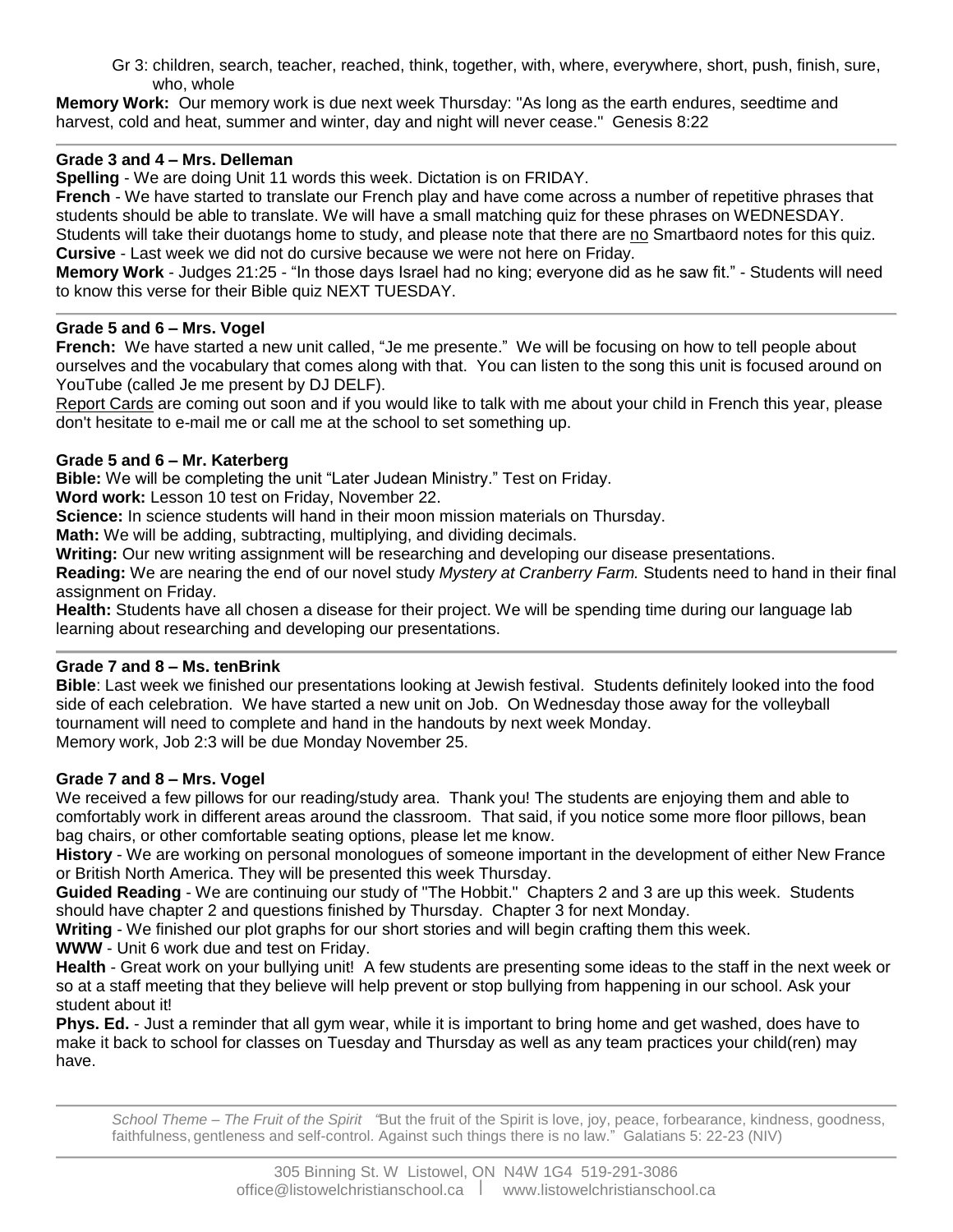Gr 3: children, search, teacher, reached, think, together, with, where, everywhere, short, push, finish, sure, who, whole

**Memory Work:** Our memory work is due next week Thursday: "As long as the earth endures, seedtime and harvest, cold and heat, summer and winter, day and night will never cease." Genesis 8:22

---

### Grade 3 and 4 – Mrs. Delleman

**Spelling** - We are doing Unit 11 words this week. Dictation is on FRIDAY.

**French** - We have started to translate our French play and have come across a number of repetitive phrases that students should be able to translate. We will have a small matching quiz for these phrases on WEDNESDAY. Students will take their duotangs home to study, and please note that there are <u>no</u> Smartbaord notes for this quiz.

**Cursive** - Last week we did not do cursive because we were not here on Friday.

**Memory Work** - Judges 21:25 - "In those days Israel had no king; everyone did as he saw fit." - Students will need to know this verse for their Bible quiz NEXT TUESDAY.

---

### Grade 5 and 6 – Mrs. Vogel

**French:** We have started a new unit called, "Je me presente." We will be focusing on how to tell people about ourselves and the vocabulary that comes along with that. You can listen to the song this unit is focused around on YouTube (called Je me present by DJ DELF).

<u>Report Cards</u> are coming out soon and if you would like to talk with me about your child in French this year, please don't hesitate to e-mail me or call me at the school to set something up.

### Grade 5 and 6 – Mr. Katerberg

**Bible:** We will be completing the unit "Later Judean Ministry." Test on Friday.

**Word work:** Lesson 10 test on Friday, November 22.

**Science:** In science students will hand in their moon mission materials on Thursday.

**Math:** We will be adding, subtracting, multiplying, and dividing decimals.

**Writing:** Our new writing assignment will be researching and developing our disease presentations.

**Reading:** We are nearing the end of our novel study *Mystery at Cranberry Farm.* Students need to hand in their final assignment on Friday.

**Health:** Students have all chosen a disease for their project. We will be spending time during our language lab learning about researching and developing our presentations.

---

### Grade 7 and 8 – Ms. tenBrink

**Bible**: Last week we finished our presentations looking at Jewish festival. Students definitely looked into the food side of each celebration. We have started a new unit on Job. On Wednesday those away for the volleyball tournament will need to complete and hand in the handouts by next week Monday.

Memory work, Job 2:3 will be due Monday November 25.

### Grade 7 and 8 – Mrs. Vogel

We received a few pillows for our reading/study area. Thank you! The students are enjoying them and able to comfortably work in different areas around the classroom. That said, if you notice some more floor pillows, bean bag chairs, or other comfortable seating options, please let me know.

**History** - We are working on personal monologues of someone important in the development of either New France or British North America. They will be presented this week Thursday.

**Guided Reading** - We are continuing our study of "The Hobbit." Chapters 2 and 3 are up this week. Students should have chapter 2 and questions finished by Thursday. Chapter 3 for next Monday.

**Writing** - We finished our plot graphs for our short stories and will begin crafting them this week.

**WWW** - Unit 6 work due and test on Friday.

**Health** - Great work on your bullying unit! A few students are presenting some ideas to the staff in the next week or so at a staff meeting that they believe will help prevent or stop bullying from happening in our school. Ask your student about it!

**Phys. Ed.** - Just a reminder that all gym wear, while it is important to bring home and get washed, does have to make it back to school for classes on Tuesday and Thursday as well as any team practices your child(ren) may have.

---

*School Theme – The Fruit of the Spirit* "But the fruit of the Spirit is love, joy, peace, forbearance, kindness, goodness, faithfulness, gentleness and self-control. Against such things there is no law." Galatians 5: 22-23 (NIV)

---

305 Binning St. W Listowel, ON N4W 1G4 519-291-3086
office@listowelchristianschool.ca | www.listowelchristianschool.ca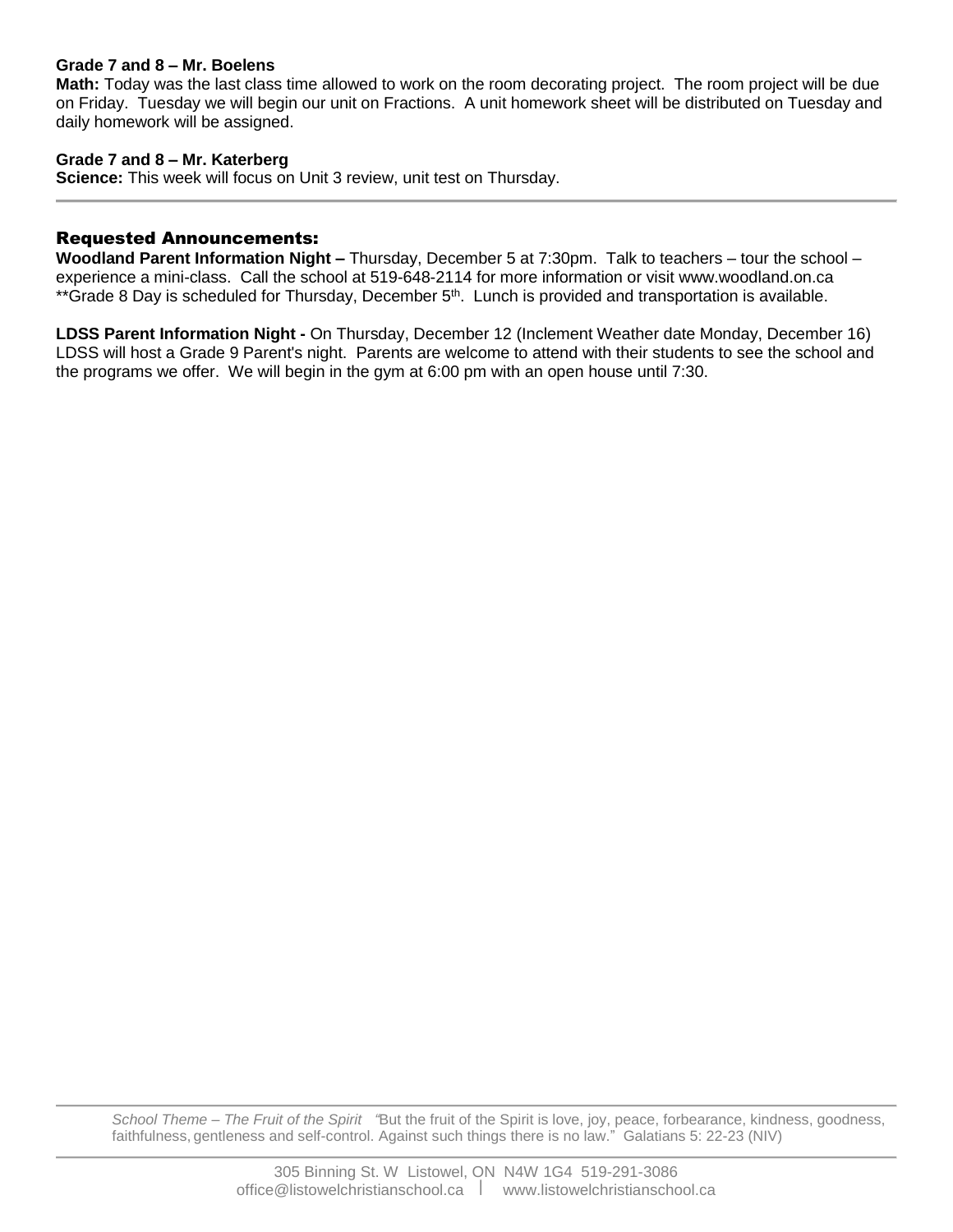**Grade 7 and 8 – Mr. Boelens**

**Math:** Today was the last class time allowed to work on the room decorating project. The room project will be due on Friday. Tuesday we will begin our unit on Fractions. A unit homework sheet will be distributed on Tuesday and daily homework will be assigned.

**Grade 7 and 8 – Mr. Katerberg**

**Science:** This week will focus on Unit 3 review, unit test on Thursday.

---

## Requested Announcements:

**Woodland Parent Information Night –** Thursday, December 5 at 7:30pm. Talk to teachers – tour the school – experience a mini-class. Call the school at 519-648-2114 for more information or visit www.woodland.on.ca
**Grade 8 Day is scheduled for Thursday, December 5th. Lunch is provided and transportation is available.

**LDSS Parent Information Night -** On Thursday, December 12 (Inclement Weather date Monday, December 16) LDSS will host a Grade 9 Parent's night. Parents are welcome to attend with their students to see the school and the programs we offer. We will begin in the gym at 6:00 pm with an open house until 7:30.

---

*School Theme – The Fruit of the Spirit* "But the fruit of the Spirit is love, joy, peace, forbearance, kindness, goodness, faithfulness, gentleness and self-control. Against such things there is no law." Galatians 5: 22-23 (NIV)

305 Binning St. W Listowel, ON N4W 1G4 519-291-3086
office@listowelchristianschool.ca | www.listowelchristianschool.ca